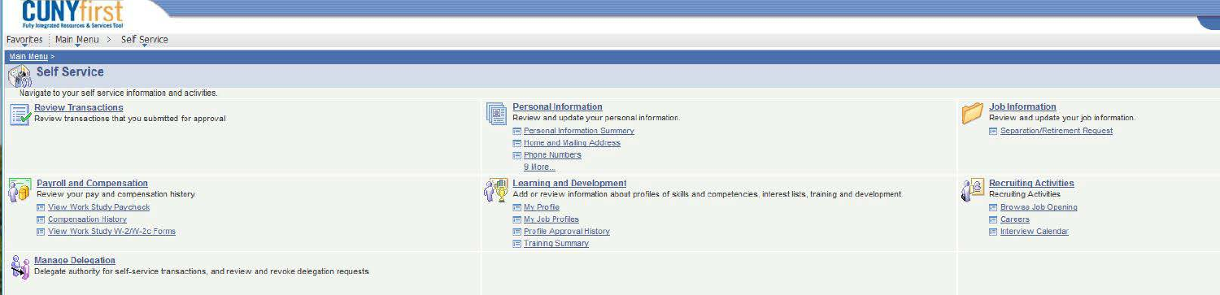# CUNYfirst

Fully Integrated Resources & Services Tool

Favorites | Main Menu > Self Service

Main Menu >

## Self Service

Navigate to your self service information and activities.

### Review Transactions

Review transactions that you submitted for approval

### Personal Information

Review and update your personal information.

- Personal Information Summary
- Home and Mailing Address
- Phone Numbers
- 9 More...

### Job Information

Review and update your job information.

- Separation/Retirement Request

### Payroll and Compensation

Review your pay and compensation history

- View Work Study Paycheck
- Compensation History
- View Work Study W-2/W-2c Forms

### Learning and Development

Add or review information about profiles of skills and competencies, interest lists, training and development

- My Profile
- My Job Profiles
- Profile Approval History
- Training Summary

### Recruiting Activities

Recruiting Activities

- Browse Job Opening
- Careers
- Interview Calendar

### Manage Delegation

Delegate authority for self-service transactions, and review and revoke delegation requests.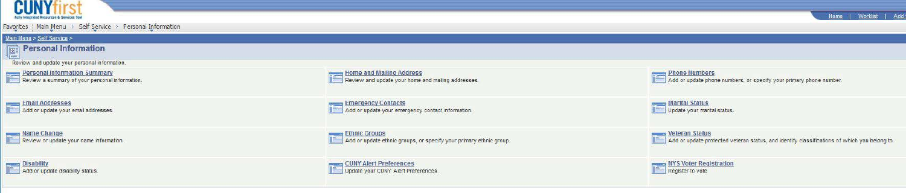CUNYfirst

Fully Integrated Resources & Services Tool

Home | Worklist | Add

Favorites | Main Menu > Self Service > Personal Information

Main Menu > Self Service >

# Personal Information

Review and update your personal information.

| | | |
|---|---|---|
| **Personal Information Summary**<br>Review a summary of your personal information. | **Home and Mailing Address**<br>Review and update your home and mailing addresses. | **Phone Numbers**<br>Add or update phone numbers, or specify your primary phone number. |
| **Email Addresses**<br>Add or update your email addresses. | **Emergency Contacts**<br>Add or update your emergency contact information. | **Marital Status**<br>Update your marital status. |
| **Name Change**<br>Review or update your name information. | **Ethnic Groups**<br>Add or update ethnic groups, or specify your primary ethnic group. | **Veteran Status**<br>Add or update protected veteran status, and identify classifications of which you belong to. |
| **Disability**<br>Add or update disability status. | **CUNY Alert Preferences**<br>Update your CUNY Alert Preferences. | **NYS Voter Registration**<br>Register to vote |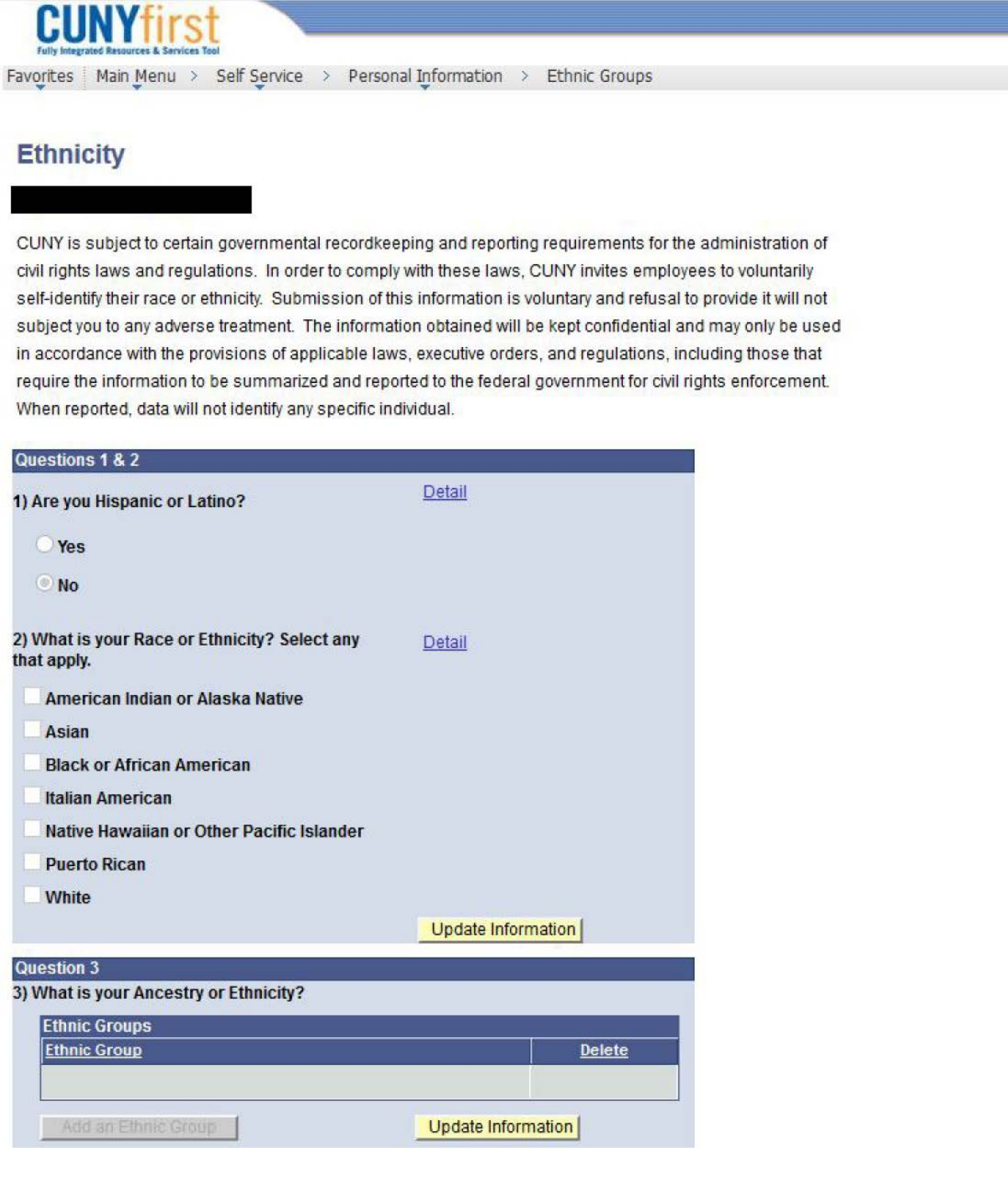CUNYfirst
Fully Integrated Resources & Services Tool

Favorites | Main Menu > Self Service > Personal Information > Ethnic Groups

# Ethnicity

CUNY is subject to certain governmental recordkeeping and reporting requirements for the administration of civil rights laws and regulations. In order to comply with these laws, CUNY invites employees to voluntarily self-identify their race or ethnicity. Submission of this information is voluntary and refusal to provide it will not subject you to any adverse treatment. The information obtained will be kept confidential and may only be used in accordance with the provisions of applicable laws, executive orders, and regulations, including those that require the information to be summarized and reported to the federal government for civil rights enforcement. When reported, data will not identify any specific individual.

## Questions 1 & 2

**1) Are you Hispanic or Latino?** Detail

- ○ Yes
- ○ No

**2) What is your Race or Ethnicity? Select any that apply.** Detail

- ☐ American Indian or Alaska Native
- ☐ Asian
- ☐ Black or African American
- ☐ Italian American
- ☐ Native Hawaiian or Other Pacific Islander
- ☐ Puerto Rican
- ☐ White

[Update Information]

## Question 3

**3) What is your Ancestry or Ethnicity?**

Ethnic Groups

| Ethnic Group | Delete |
|---|---|
| | |

[Add an Ethnic Group] [Update Information]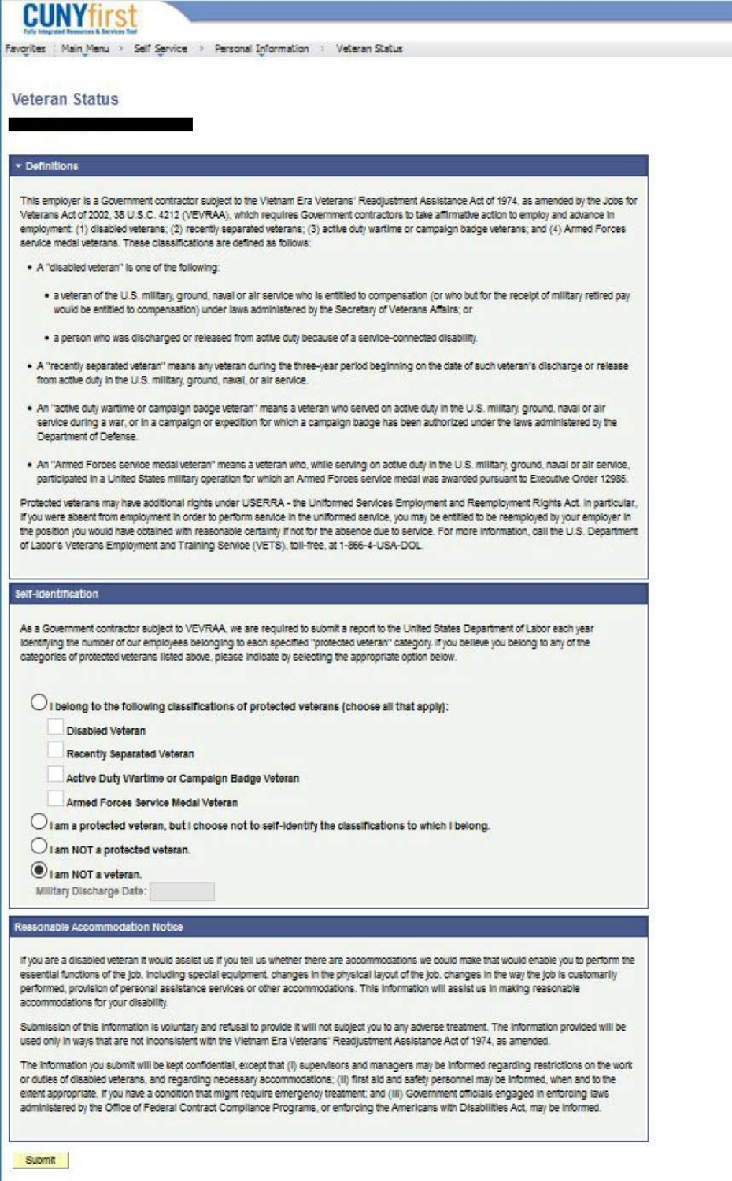CUNYfirst

Favorites : Main Menu > Self Service > Personal Information > Veteran Status

# Veteran Status

## Definitions

This employer is a Government contractor subject to the Vietnam Era Veterans' Readjustment Assistance Act of 1974, as amended by the Jobs for Veterans Act of 2002, 38 U.S.C. 4212 (VEVRAA), which requires Government contractors to take affirmative action to employ and advance in employment: (1) disabled veterans; (2) recently separated veterans; (3) active duty wartime or campaign badge veterans; and (4) Armed Forces service medal veterans. These classifications are defined as follows:

- A "disabled veteran" is one of the following:
  - a veteran of the U.S. military, ground, naval or air service who is entitled to compensation (or who but for the receipt of military retired pay would be entitled to compensation) under laws administered by the Secretary of Veterans Affairs; or
  - a person who was discharged or released from active duty because of a service-connected disability.
- A "recently separated veteran" means any veteran during the three-year period beginning on the date of such veteran's discharge or release from active duty in the U.S. military, ground, naval, or air service.
- An "active duty wartime or campaign badge veteran" means a veteran who served on active duty in the U.S. military, ground, naval or air service during a war, or in a campaign or expedition for which a campaign badge has been authorized under the laws administered by the Department of Defense.
- An "Armed Forces service medal veteran" means a veteran who, while serving on active duty in the U.S. military, ground, naval or air service, participated in a United States military operation for which an Armed Forces service medal was awarded pursuant to Executive Order 12985.

Protected veterans may have additional rights under USERRA - the Uniformed Services Employment and Reemployment Rights Act. In particular, if you were absent from employment in order to perform service in the uniformed service, you may be entitled to be reemployed by your employer in the position you would have obtained with reasonable certainty if not for the absence due to service. For more information, call the U.S. Department of Labor's Veterans Employment and Training Service (VETS), toll-free, at 1-866-4-USA-DOL.

## Self-Identification

As a Government contractor subject to VEVRAA, we are required to submit a report to the United States Department of Labor each year identifying the number of our employees belonging to each specified "protected veteran" category. If you believe you belong to any of the categories of protected veterans listed above, please indicate by selecting the appropriate option below.

- ○ I belong to the following classifications of protected veterans (choose all that apply):
  - ☐ Disabled Veteran
  - ☐ Recently Separated Veteran
  - ☐ Active Duty Wartime or Campaign Badge Veteran
  - ☐ Armed Forces Service Medal Veteran
- ○ I am a protected veteran, but I choose not to self-identify the classifications to which I belong.
- ○ I am NOT a protected veteran.
- ◉ I am NOT a veteran.

Military Discharge Date:

## Reasonable Accommodation Notice

If you are a disabled veteran it would assist us if you tell us whether there are accommodations we could make that would enable you to perform the essential functions of the job, including special equipment, changes in the physical layout of the job, changes in the way the job is customarily performed, provision of personal assistance services or other accommodations. This information will assist us in making reasonable accommodations for your disability.

Submission of this information is voluntary and refusal to provide it will not subject you to any adverse treatment. The information provided will be used only in ways that are not inconsistent with the Vietnam Era Veterans' Readjustment Assistance Act of 1974, as amended.

The information you submit will be kept confidential, except that (i) supervisors and managers may be informed regarding restrictions on the work or duties of disabled veterans, and regarding necessary accommodations; (ii) first aid and safety personnel may be informed, when and to the extent appropriate, if you have a condition that might require emergency treatment; and (iii) Government officials engaged in enforcing laws administered by the Office of Federal Contract Compliance Programs, or enforcing the Americans with Disabilities Act, may be informed.

Submit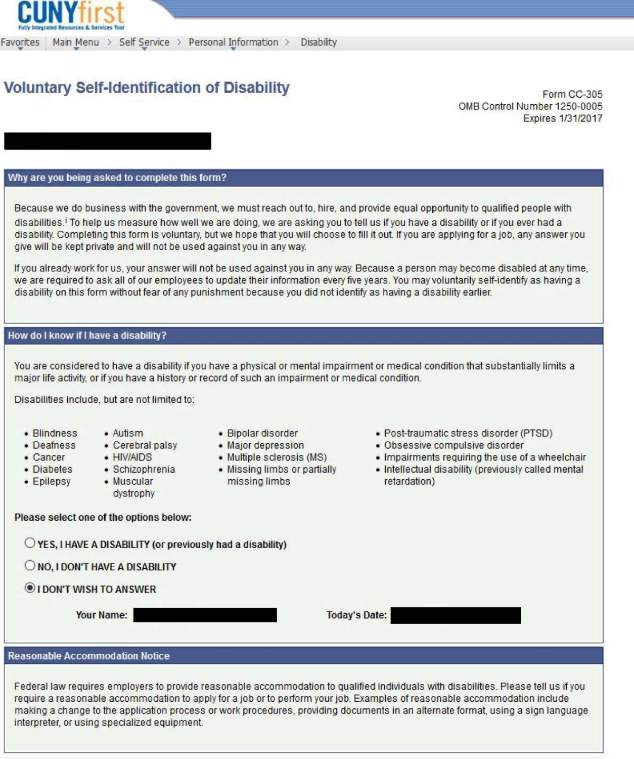CUNYfirst
Fully Integrated Resources & Services Tool

Favorites | Main Menu > Self Service > Personal Information > Disability

# Voluntary Self-Identification of Disability

Form CC-305
OMB Control Number 1250-0005
Expires 1/31/2017

## Why are you being asked to complete this form?

Because we do business with the government, we must reach out to, hire, and provide equal opportunity to qualified people with disabilities.[i] To help us measure how well we are doing, we are asking you to tell us if you have a disability or if you ever had a disability. Completing this form is voluntary, but we hope that you will choose to fill it out. If you are applying for a job, any answer you give will be kept private and will not be used against you in any way.

If you already work for us, your answer will not be used against you in any way. Because a person may become disabled at any time, we are required to ask all of our employees to update their information every five years. You may voluntarily self-identify as having a disability on this form without fear of any punishment because you did not identify as having a disability earlier.

## How do I know if I have a disability?

You are considered to have a disability if you have a physical or mental impairment or medical condition that substantially limits a major life activity, or if you have a history or record of such an impairment or medical condition.

Disabilities include, but are not limited to:

- Blindness
- Deafness
- Cancer
- Diabetes
- Epilepsy
- Autism
- Cerebral palsy
- HIV/AIDS
- Schizophrenia
- Muscular dystrophy
- Bipolar disorder
- Major depression
- Multiple sclerosis (MS)
- Missing limbs or partially missing limbs
- Post-traumatic stress disorder (PTSD)
- Obsessive compulsive disorder
- Impairments requiring the use of a wheelchair
- Intellectual disability (previously called mental retardation)

**Please select one of the options below:**

- ○ **YES, I HAVE A DISABILITY (or previously had a disability)**
- ○ **NO, I DON'T HAVE A DISABILITY**
- ◉ **I DON'T WISH TO ANSWER**

**Your Name:** ________ **Today's Date:** ________

## Reasonable Accommodation Notice

Federal law requires employers to provide reasonable accommodation to qualified individuals with disabilities. Please tell us if you require a reasonable accommodation to apply for a job or to perform your job. Examples of reasonable accommodation include making a change to the application process or work procedures, providing documents in an alternate format, using a sign language interpreter, or using specialized equipment.